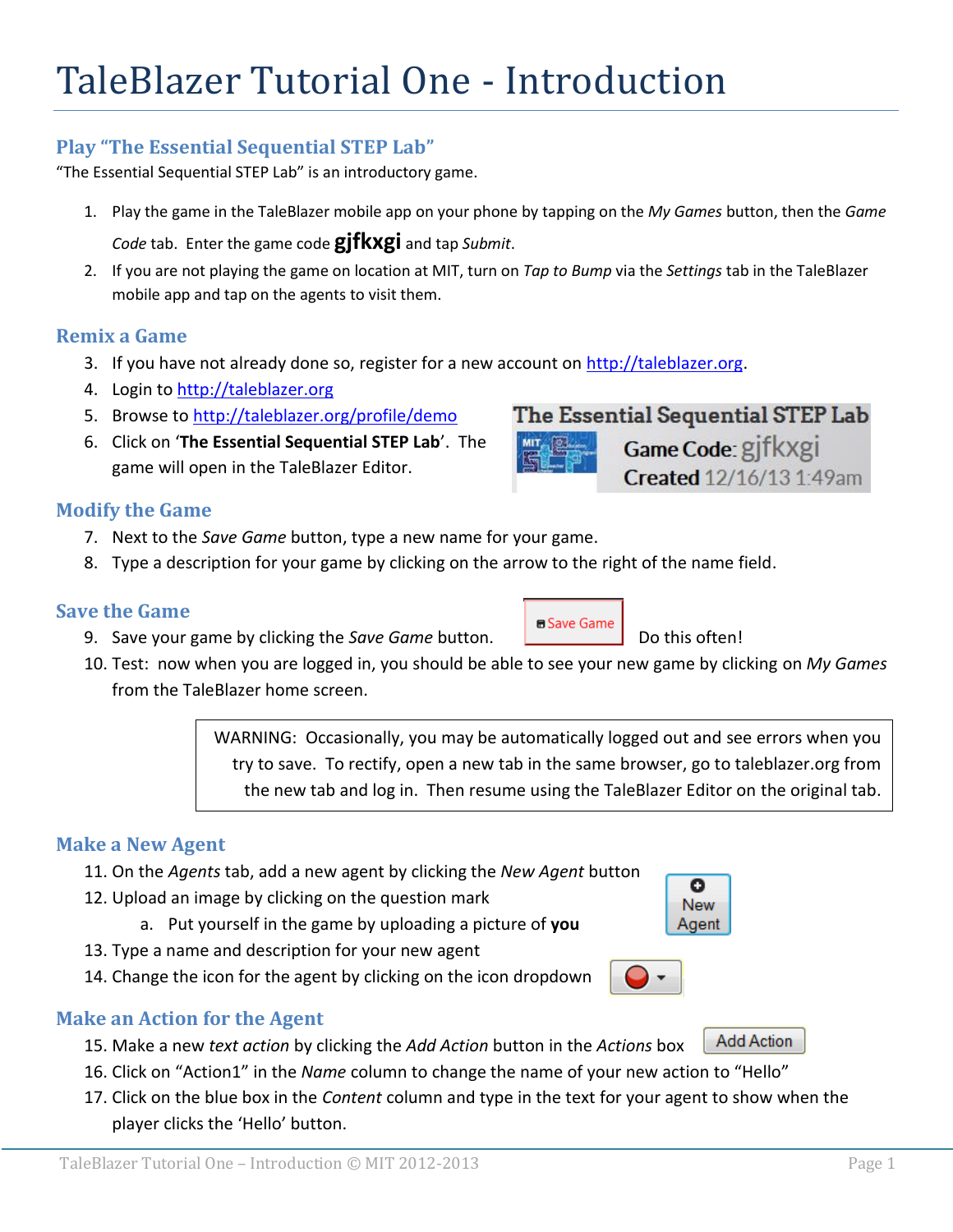# TaleBlazer Tutorial One - Introduction

## Play "The Essential Sequential STEP Lab"

"The Essential Sequential STEP Lab" is an introductory game.

1. Play the game in the TaleBlazer mobile app on your phone by tapping on the *My Games* button, then the *Game Code* tab. Enter the game code **gjfkxgi** and tap *Submit*.
2. If you are not playing the game on location at MIT, turn on *Tap to Bump* via the *Settings* tab in the TaleBlazer mobile app and tap on the agents to visit them.

## Remix a Game

3. If you have not already done so, register for a new account on http://taleblazer.org.
4. Login to http://taleblazer.org
5. Browse to http://taleblazer.org/profile/demo
6. Click on '**The Essential Sequential STEP Lab**'. The game will open in the TaleBlazer Editor.

The Essential Sequential STEP Lab
Game Code: gjfkxgi
Created 12/16/13 1:49am

## Modify the Game

7. Next to the *Save Game* button, type a new name for your game.
8. Type a description for your game by clicking on the arrow to the right of the name field.

## Save the Game

9. Save your game by clicking the *Save Game* button. [Save Game] Do this often!
10. Test: now when you are logged in, you should be able to see your new game by clicking on *My Games* from the TaleBlazer home screen.

> WARNING: Occasionally, you may be automatically logged out and see errors when you try to save. To rectify, open a new tab in the same browser, go to taleblazer.org from the new tab and log in. Then resume using the TaleBlazer Editor on the original tab.

## Make a New Agent

11. On the *Agents* tab, add a new agent by clicking the *New Agent* button [New Agent]
12. Upload an image by clicking on the question mark
    a. Put yourself in the game by uploading a picture of **you**
13. Type a name and description for your new agent
14. Change the icon for the agent by clicking on the icon dropdown

## Make an Action for the Agent

15. Make a new *text action* by clicking the *Add Action* button in the *Actions* box [Add Action]
16. Click on "Action1" in the *Name* column to change the name of your new action to "Hello"
17. Click on the blue box in the *Content* column and type in the text for your agent to show when the player clicks the 'Hello' button.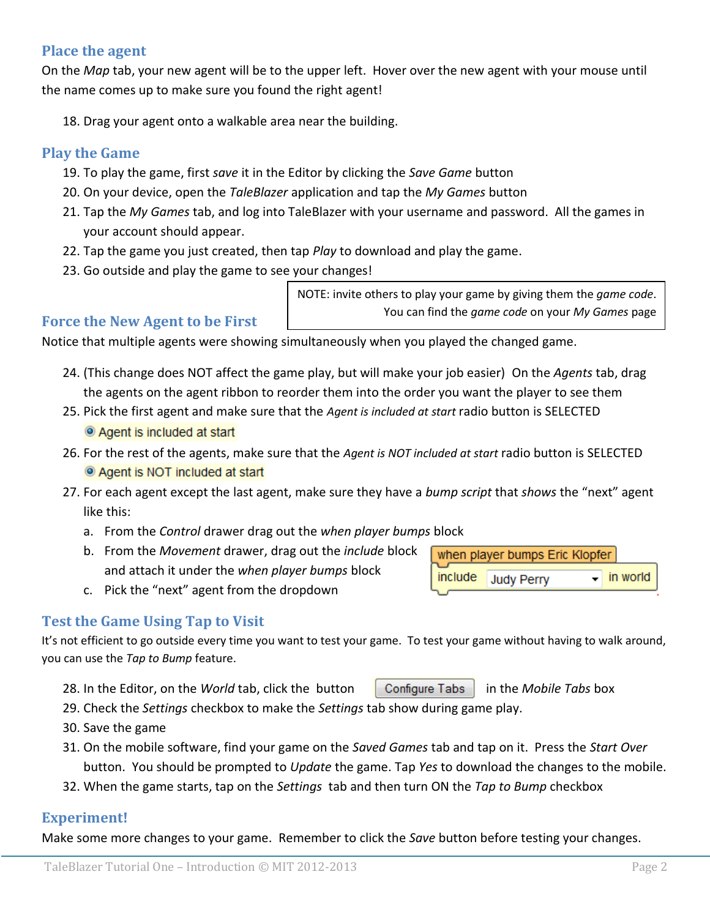## Place the agent

On the *Map* tab, your new agent will be to the upper left. Hover over the new agent with your mouse until the name comes up to make sure you found the right agent!

18. Drag your agent onto a walkable area near the building.

## Play the Game

19. To play the game, first *save* it in the Editor by clicking the *Save Game* button
20. On your device, open the *TaleBlazer* application and tap the *My Games* button
21. Tap the *My Games* tab, and log into TaleBlazer with your username and password. All the games in your account should appear.
22. Tap the game you just created, then tap *Play* to download and play the game.
23. Go outside and play the game to see your changes!

> NOTE: invite others to play your game by giving them the *game code*. You can find the *game code* on your *My Games* page

## Force the New Agent to be First

Notice that multiple agents were showing simultaneously when you played the changed game.

24. (This change does NOT affect the game play, but will make your job easier) On the *Agents* tab, drag the agents on the agent ribbon to reorder them into the order you want the player to see them
25. Pick the first agent and make sure that the *Agent is included at start* radio button is SELECTED

    ◉ Agent is included at start
26. For the rest of the agents, make sure that the *Agent is NOT included at start* radio button is SELECTED

    ◉ Agent is NOT included at start
27. For each agent except the last agent, make sure they have a *bump script* that *shows* the "next" agent like this:
    a. From the *Control* drawer drag out the *when player bumps* block
    b. From the *Movement* drawer, drag out the *include* block and attach it under the *when player bumps* block
    c. Pick the "next" agent from the dropdown

```
when player bumps Eric Klopfer
    include [Judy Perry ▾] in world
```

## Test the Game Using Tap to Visit

It's not efficient to go outside every time you want to test your game. To test your game without having to walk around, you can use the *Tap to Bump* feature.

28. In the Editor, on the *World* tab, click the button [Configure Tabs] in the *Mobile Tabs* box
29. Check the *Settings* checkbox to make the *Settings* tab show during game play.
30. Save the game
31. On the mobile software, find your game on the *Saved Games* tab and tap on it. Press the *Start Over* button. You should be prompted to *Update* the game. Tap *Yes* to download the changes to the mobile.
32. When the game starts, tap on the *Settings* tab and then turn ON the *Tap to Bump* checkbox

## Experiment!

Make some more changes to your game. Remember to click the *Save* button before testing your changes.